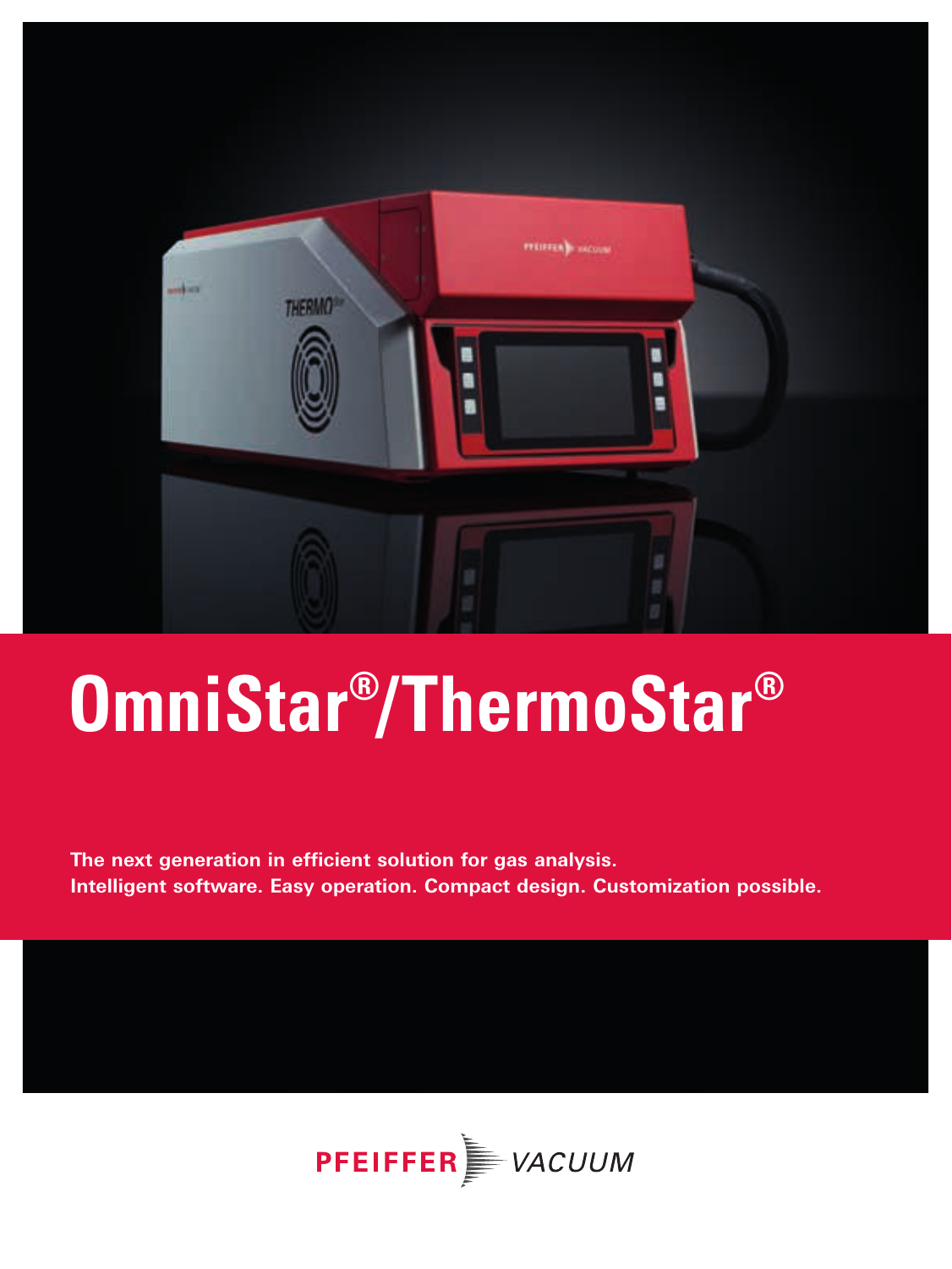# OmniStar®/ThermoStar®

**The next generation in efficient solution for gas analysis.**
**Intelligent software. Easy operation. Compact design. Customization possible.**

PFEIFFER VACUUM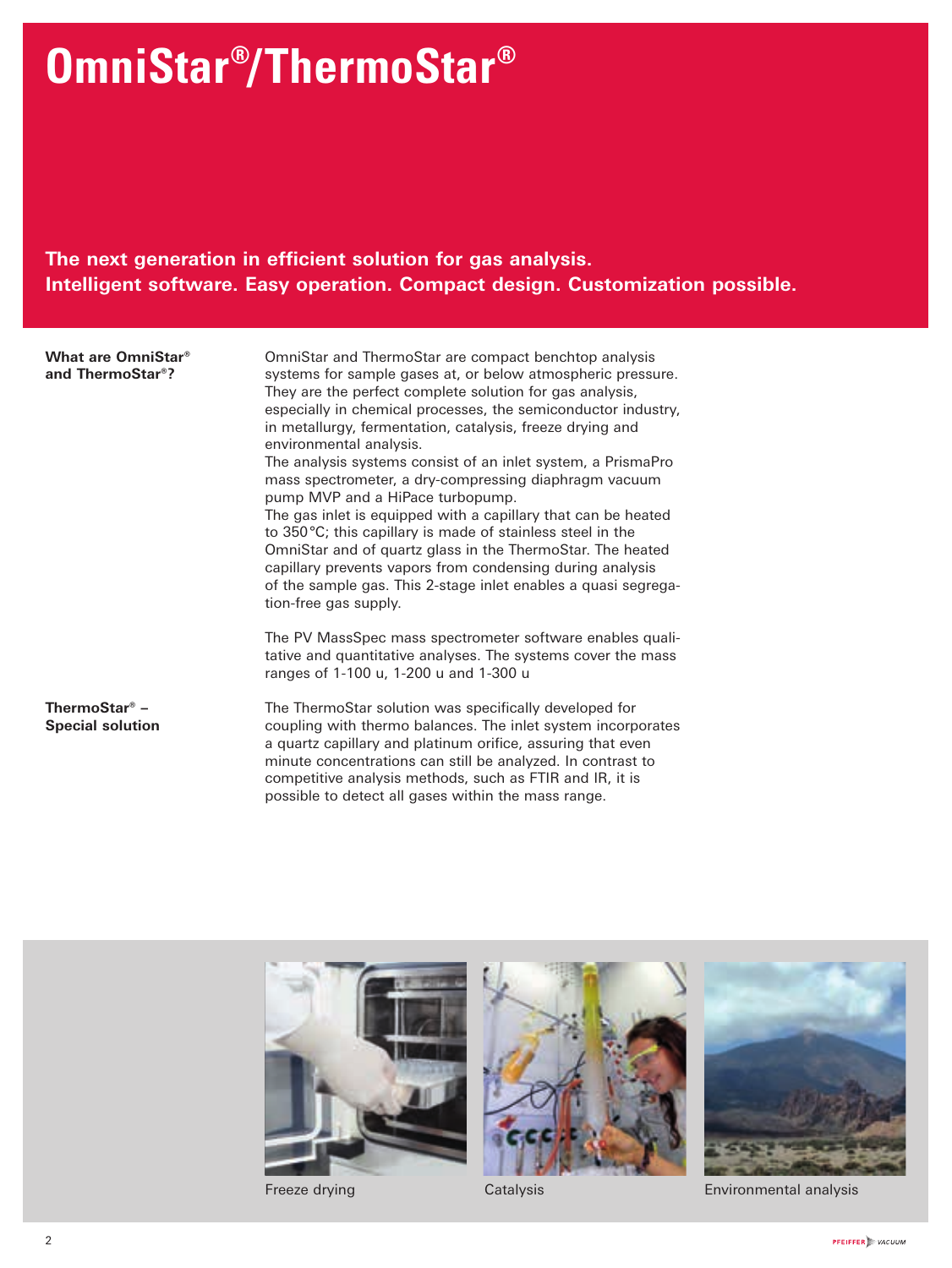# OmniStar®/ThermoStar®

**The next generation in efficient solution for gas analysis. Intelligent software. Easy operation. Compact design. Customization possible.**

**What are OmniStar® and ThermoStar®?**

OmniStar and ThermoStar are compact benchtop analysis systems for sample gases at, or below atmospheric pressure. They are the perfect complete solution for gas analysis, especially in chemical processes, the semiconductor industry, in metallurgy, fermentation, catalysis, freeze drying and environmental analysis.
The analysis systems consist of an inlet system, a PrismaPro mass spectrometer, a dry-compressing diaphragm vacuum pump MVP and a HiPace turbopump.
The gas inlet is equipped with a capillary that can be heated to 350 °C; this capillary is made of stainless steel in the OmniStar and of quartz glass in the ThermoStar. The heated capillary prevents vapors from condensing during analysis of the sample gas. This 2-stage inlet enables a quasi segregation-free gas supply.

The PV MassSpec mass spectrometer software enables qualitative and quantitative analyses. The systems cover the mass ranges of 1-100 u, 1-200 u and 1-300 u

**ThermoStar® – Special solution**

The ThermoStar solution was specifically developed for coupling with thermo balances. The inlet system incorporates a quartz capillary and platinum orifice, assuring that even minute concentrations can still be analyzed. In contrast to competitive analysis methods, such as FTIR and IR, it is possible to detect all gases within the mass range.

Freeze drying

Catalysis

Environmental analysis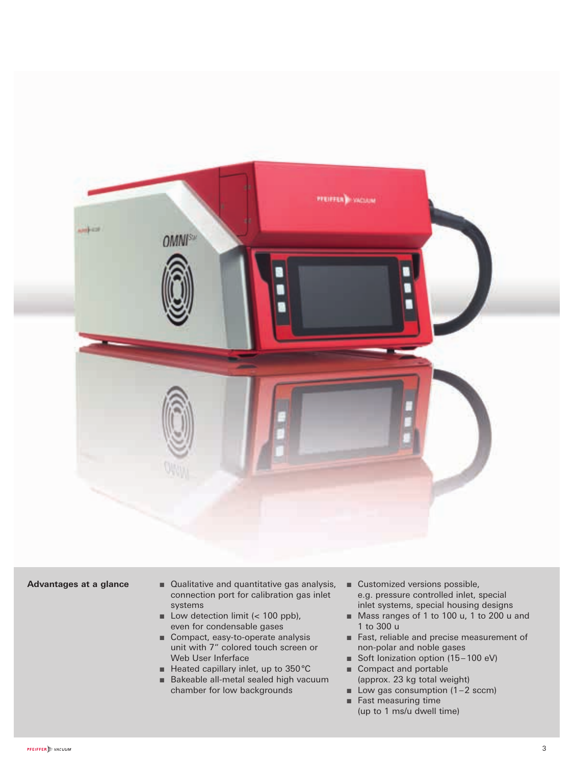**Advantages at a glance**

- Qualitative and quantitative gas analysis, connection port for calibration gas inlet systems
- Low detection limit (< 100 ppb), even for condensable gases
- Compact, easy-to-operate analysis unit with 7" colored touch screen or Web User Inferface
- Heated capillary inlet, up to 350°C
- Bakeable all-metal sealed high vacuum chamber for low backgrounds
- Customized versions possible, e.g. pressure controlled inlet, special inlet systems, special housing designs
- Mass ranges of 1 to 100 u, 1 to 200 u and 1 to 300 u
- Fast, reliable and precise measurement of non-polar and noble gases
- Soft Ionization option (15–100 eV)
- Compact and portable (approx. 23 kg total weight)
- Low gas consumption (1–2 sccm)
- Fast measuring time (up to 1 ms/u dwell time)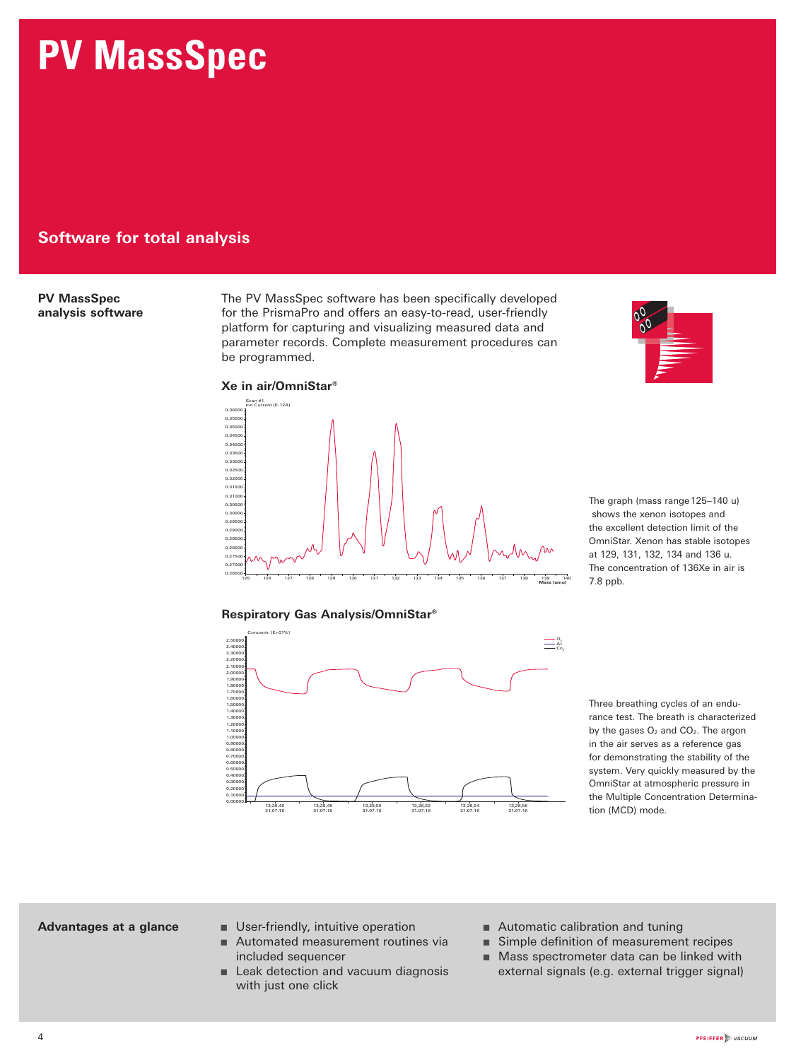# PV MassSpec

## Software for total analysis

**PV MassSpec analysis software**

The PV MassSpec software has been specifically developed for the PrismaPro and offers an easy-to-read, user-friendly platform for capturing and visualizing measured data and parameter records. Complete measurement procedures can be programmed.

### Xe in air/OmniStar®

The graph (mass range 125–140 u) shows the xenon isotopes and the excellent detection limit of the OmniStar. Xenon has stable isotopes at 129, 131, 132, 134 and 136 u. The concentration of 136Xe in air is 7.8 ppb.

### Respiratory Gas Analysis/OmniStar®

Three breathing cycles of an endurance test. The breath is characterized by the gases $O_2$ and $CO_2$. The argon in the air serves as a reference gas for demonstrating the stability of the system. Very quickly measured by the OmniStar at atmospheric pressure in the Multiple Concentration Determination (MCD) mode.

**Advantages at a glance**

- User-friendly, intuitive operation
- Automated measurement routines via included sequencer
- Leak detection and vacuum diagnosis with just one click
- Automatic calibration and tuning
- Simple definition of measurement recipes
- Mass spectrometer data can be linked with external signals (e.g. external trigger signal)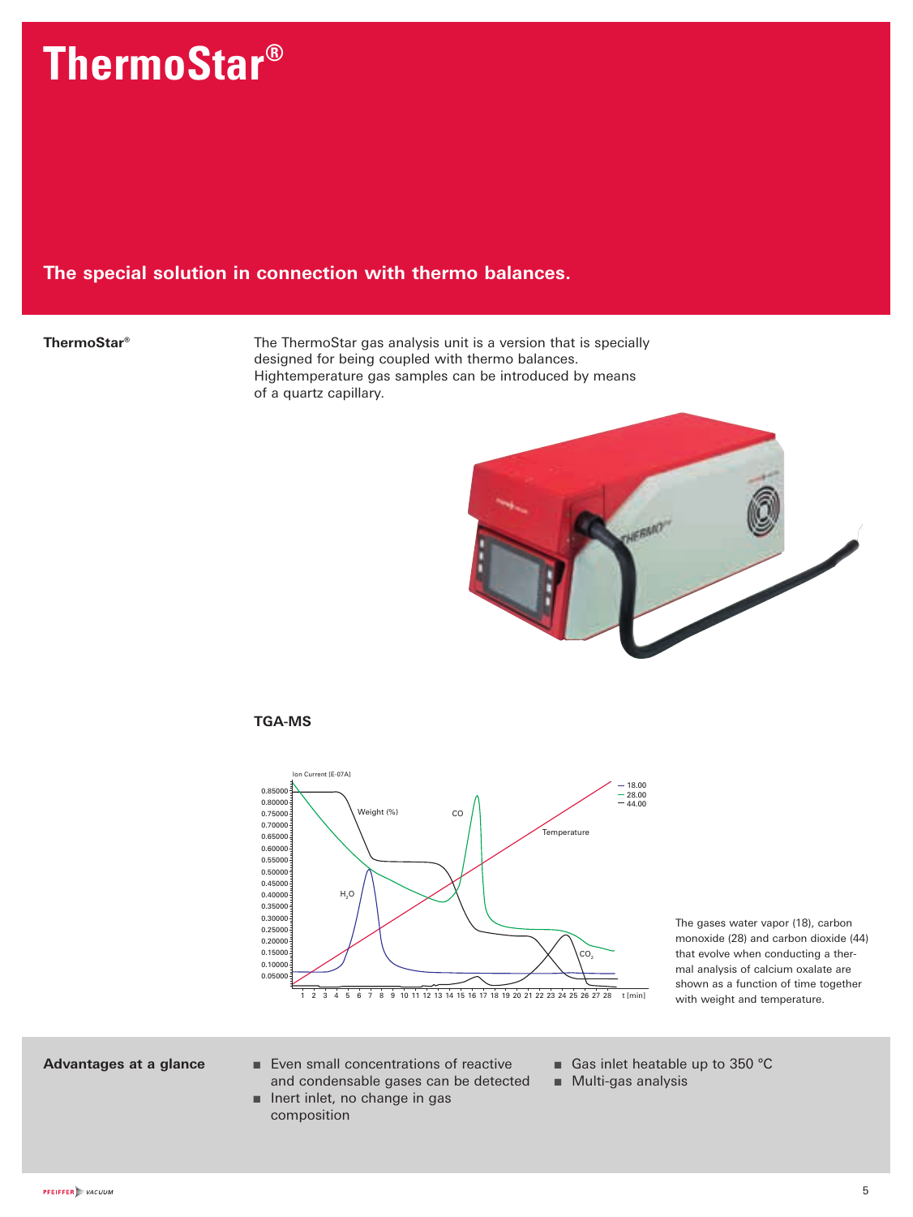# ThermoStar®

**The special solution in connection with thermo balances.**

**ThermoStar®**

The ThermoStar gas analysis unit is a version that is specially designed for being coupled with thermo balances. Hightemperature gas samples can be introduced by means of a quartz capillary.

**TGA-MS**

The gases water vapor (18), carbon monoxide (28) and carbon dioxide (44) that evolve when conducting a thermal analysis of calcium oxalate are shown as a function of time together with weight and temperature.

**Advantages at a glance**

- Even small concentrations of reactive and condensable gases can be detected
- Inert inlet, no change in gas composition
- Gas inlet heatable up to 350 °C
- Multi-gas analysis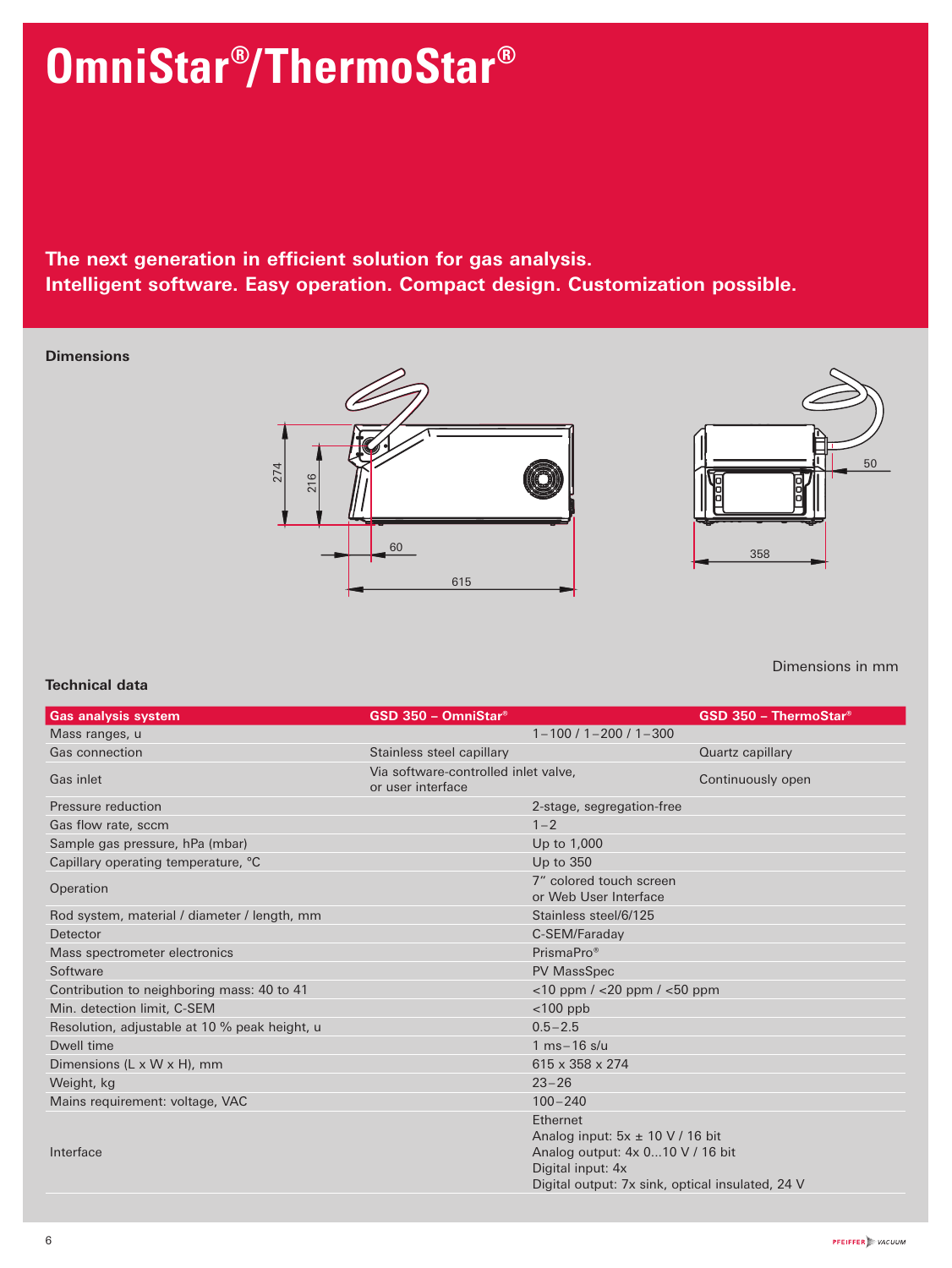# OmniStar®/ThermoStar®

**The next generation in efficient solution for gas analysis.**
**Intelligent software. Easy operation. Compact design. Customization possible.**

**Dimensions**

274 216 60 615 50 358

Dimensions in mm

**Technical data**

| Gas analysis system | GSD 350 – OmniStar® | | GSD 350 – ThermoStar® |
|---|---|---|---|
| Mass ranges, u | | 1–100 / 1–200 / 1–300 | |
| Gas connection | Stainless steel capillary | | Quartz capillary |
| Gas inlet | Via software-controlled inlet valve, or user interface | | Continuously open |
| Pressure reduction | | 2-stage, segregation-free | |
| Gas flow rate, sccm | | 1–2 | |
| Sample gas pressure, hPa (mbar) | | Up to 1,000 | |
| Capillary operating temperature, °C | | Up to 350 | |
| Operation | | 7" colored touch screen or Web User Interface | |
| Rod system, material / diameter / length, mm | | Stainless steel/6/125 | |
| Detector | | C-SEM/Faraday | |
| Mass spectrometer electronics | | PrismaPro® | |
| Software | | PV MassSpec | |
| Contribution to neighboring mass: 40 to 41 | | <10 ppm / <20 ppm / <50 ppm | |
| Min. detection limit, C-SEM | | <100 ppb | |
| Resolution, adjustable at 10 % peak height, u | | 0.5–2.5 | |
| Dwell time | | 1 ms–16 s/u | |
| Dimensions (L x W x H), mm | | 615 x 358 x 274 | |
| Weight, kg | | 23–26 | |
| Mains requirement: voltage, VAC | | 100–240 | |
| Interface | | Ethernet<br>Analog input: 5x ± 10 V / 16 bit<br>Analog output: 4x 0...10 V / 16 bit<br>Digital input: 4x<br>Digital output: 7x sink, optical insulated, 24 V | |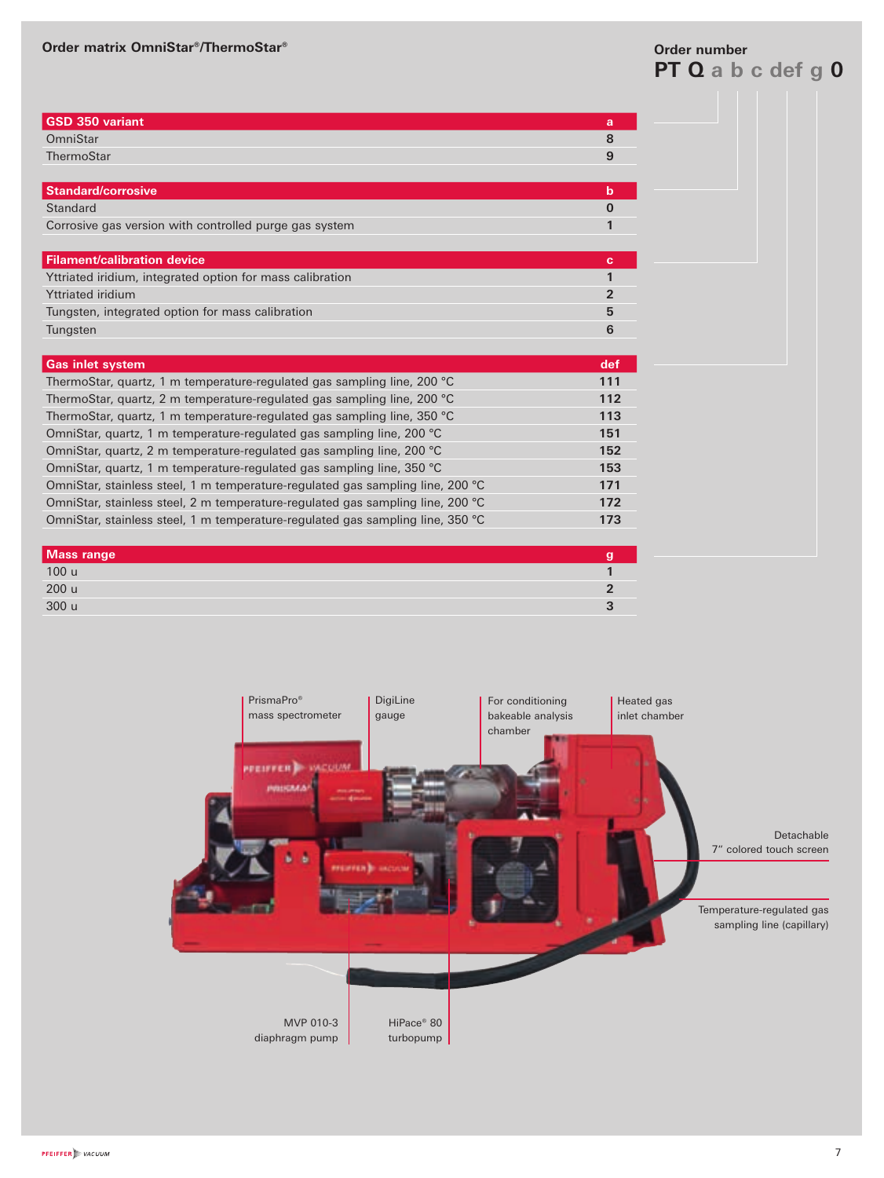## Order matrix OmniStar®/ThermoStar®

**Order number**
**PT Q a b c def g 0**

| GSD 350 variant | a |
|---|---|
| OmniStar | 8 |
| ThermoStar | 9 |

| Standard/corrosive | b |
|---|---|
| Standard | 0 |
| Corrosive gas version with controlled purge gas system | 1 |

| Filament/calibration device | c |
|---|---|
| Yttriated iridium, integrated option for mass calibration | 1 |
| Yttriated iridium | 2 |
| Tungsten, integrated option for mass calibration | 5 |
| Tungsten | 6 |

| Gas inlet system | def |
|---|---|
| ThermoStar, quartz, 1 m temperature-regulated gas sampling line, 200 °C | 111 |
| ThermoStar, quartz, 2 m temperature-regulated gas sampling line, 200 °C | 112 |
| ThermoStar, quartz, 1 m temperature-regulated gas sampling line, 350 °C | 113 |
| OmniStar, quartz, 1 m temperature-regulated gas sampling line, 200 °C | 151 |
| OmniStar, quartz, 2 m temperature-regulated gas sampling line, 200 °C | 152 |
| OmniStar, quartz, 1 m temperature-regulated gas sampling line, 350 °C | 153 |
| OmniStar, stainless steel, 1 m temperature-regulated gas sampling line, 200 °C | 171 |
| OmniStar, stainless steel, 2 m temperature-regulated gas sampling line, 200 °C | 172 |
| OmniStar, stainless steel, 1 m temperature-regulated gas sampling line, 350 °C | 173 |

| Mass range | g |
|---|---|
| 100 u | 1 |
| 200 u | 2 |
| 300 u | 3 |

PrismaPro® mass spectrometer
DigiLine gauge
For conditioning bakeable analysis chamber
Heated gas inlet chamber
Detachable 7" colored touch screen
Temperature-regulated gas sampling line (capillary)
MVP 010-3 diaphragm pump
HiPace® 80 turbopump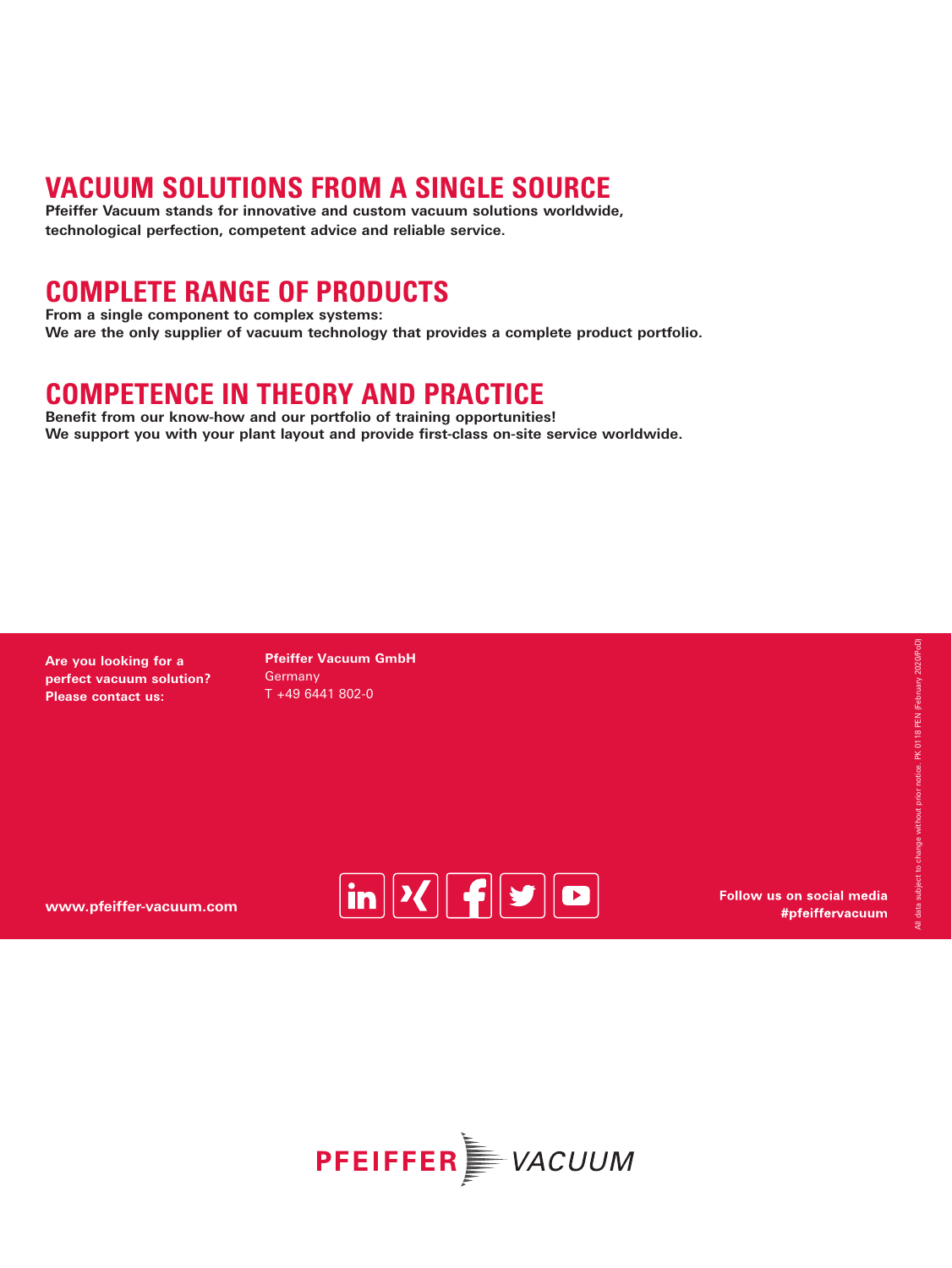## VACUUM SOLUTIONS FROM A SINGLE SOURCE

**Pfeiffer Vacuum stands for innovative and custom vacuum solutions worldwide, technological perfection, competent advice and reliable service.**

## COMPLETE RANGE OF PRODUCTS

**From a single component to complex systems:**
**We are the only supplier of vacuum technology that provides a complete product portfolio.**

## COMPETENCE IN THEORY AND PRACTICE

**Benefit from our know-how and our portfolio of training opportunities!**
**We support you with your plant layout and provide first-class on-site service worldwide.**

**Are you looking for a perfect vacuum solution? Please contact us:**

**Pfeiffer Vacuum GmbH**
Germany
T +49 6441 802-0

**www.pfeiffer-vacuum.com**

**Follow us on social media**
**#pfeiffervacuum**

All data subject to change without prior notice. PK 0118 PEN (February 2020/PoD)

PFEIFFER VACUUM